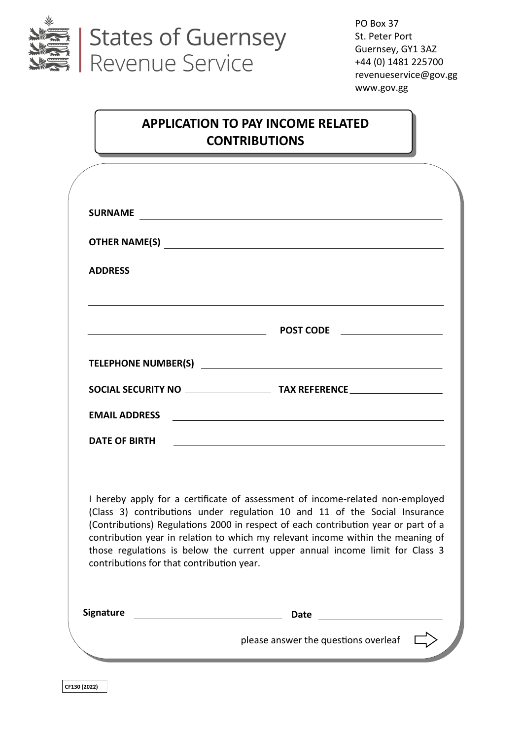States of Guernsey
Revenue Service

PO Box 37
St. Peter Port
Guernsey, GY1 3AZ
+44 (0) 1481 225700
revenueservice@gov.gg
www.gov.gg

# APPLICATION TO PAY INCOME RELATED CONTRIBUTIONS

**SURNAME** \_\_\_\_\_\_\_\_\_\_\_\_\_\_\_\_\_\_\_\_\_\_\_\_\_\_\_\_\_\_\_\_

**OTHER NAME(S)** \_\_\_\_\_\_\_\_\_\_\_\_\_\_\_\_\_\_\_\_\_\_\_\_\_\_\_\_\_\_\_\_

**ADDRESS** \_\_\_\_\_\_\_\_\_\_\_\_\_\_\_\_\_\_\_\_\_\_\_\_\_\_\_\_\_\_\_\_

\_\_\_\_\_\_\_\_\_\_\_\_\_\_\_\_\_\_\_\_\_\_\_\_\_\_\_\_\_\_\_\_

\_\_\_\_\_\_\_\_\_\_\_\_\_\_\_\_ **POST CODE** \_\_\_\_\_\_\_\_\_\_\_\_

**TELEPHONE NUMBER(S)** \_\_\_\_\_\_\_\_\_\_\_\_\_\_\_\_\_\_\_\_\_\_\_\_\_\_\_\_\_\_\_\_

**SOCIAL SECURITY NO** \_\_\_\_\_\_\_\_\_\_\_\_ **TAX REFERENCE** \_\_\_\_\_\_\_\_\_\_\_\_

**EMAIL ADDRESS** \_\_\_\_\_\_\_\_\_\_\_\_\_\_\_\_\_\_\_\_\_\_\_\_\_\_\_\_\_\_\_\_

**DATE OF BIRTH** \_\_\_\_\_\_\_\_\_\_\_\_\_\_\_\_\_\_\_\_\_\_\_\_\_\_\_\_\_\_\_\_

I hereby apply for a certificate of assessment of income-related non-employed (Class 3) contributions under regulation 10 and 11 of the Social Insurance (Contributions) Regulations 2000 in respect of each contribution year or part of a contribution year in relation to which my relevant income within the meaning of those regulations is below the current upper annual income limit for Class 3 contributions for that contribution year.

**Signature** \_\_\_\_\_\_\_\_\_\_\_\_\_\_\_\_\_\_\_\_ **Date** \_\_\_\_\_\_\_\_\_\_\_\_\_\_\_\_

please answer the questions overleaf ⇨

CF130 (2022)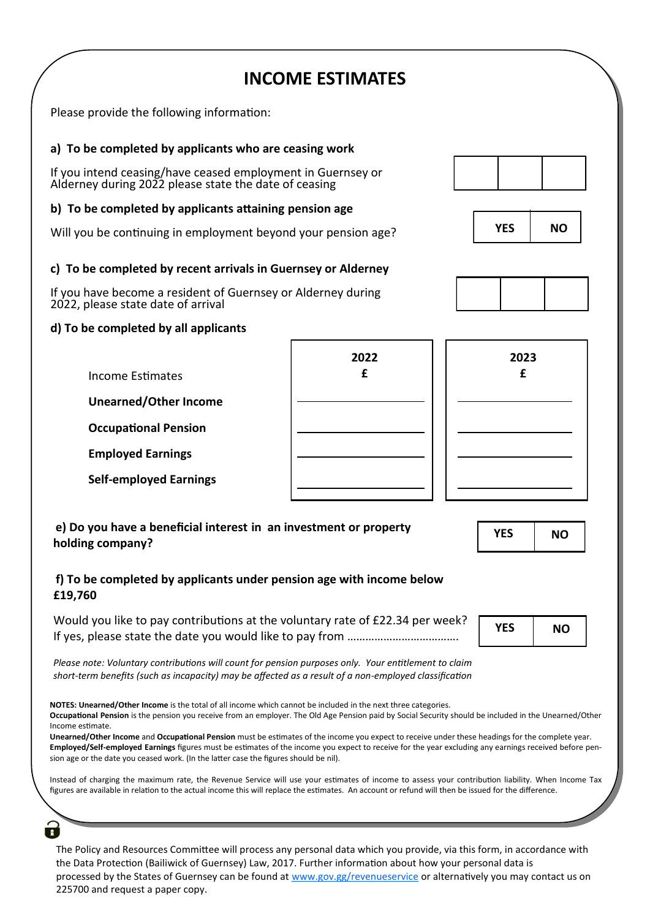# INCOME ESTIMATES

Please provide the following information:

**a) To be completed by applicants who are ceasing work**

If you intend ceasing/have ceased employment in Guernsey or Alderney during 2022 please state the date of ceasing

| | | |
|---|---|---|
| | | |

**b) To be completed by applicants attaining pension age**

Will you be continuing in employment beyond your pension age?

| YES | NO |
|---|---|

**c) To be completed by recent arrivals in Guernsey or Alderney**

If you have become a resident of Guernsey or Alderney during 2022, please state date of arrival

| | | |
|---|---|---|
| | | |

**d) To be completed by all applicants**

| Income Estimates | 2022 £ | 2023 £ |
|---|---|---|
| **Unearned/Other Income** | | |
| **Occupational Pension** | | |
| **Employed Earnings** | | |
| **Self-employed Earnings** | | |

**e) Do you have a beneficial interest in an investment or property holding company?**

| YES | NO |
|---|---|

**f) To be completed by applicants under pension age with income below £19,760**

Would you like to pay contributions at the voluntary rate of £22.34 per week?
If yes, please state the date you would like to pay from ………………………………

| YES | NO |
|---|---|

*Please note: Voluntary contributions will count for pension purposes only. Your entitlement to claim short-term benefits (such as incapacity) may be affected as a result of a non-employed classification*

**NOTES: Unearned/Other Income** is the total of all income which cannot be included in the next three categories.
**Occupational Pension** is the pension you receive from an employer. The Old Age Pension paid by Social Security should be included in the Unearned/Other Income estimate.
**Unearned/Other Income** and **Occupational Pension** must be estimates of the income you expect to receive under these headings for the complete year.
**Employed/Self-employed Earnings** figures must be estimates of the income you expect to receive for the year excluding any earnings received before pension age or the date you ceased work. (In the latter case the figures should be nil).

Instead of charging the maximum rate, the Revenue Service will use your estimates of income to assess your contribution liability. When Income Tax figures are available in relation to the actual income this will replace the estimates. An account or refund will then be issued for the difference.

The Policy and Resources Committee will process any personal data which you provide, via this form, in accordance with the Data Protection (Bailiwick of Guernsey) Law, 2017. Further information about how your personal data is processed by the States of Guernsey can be found at www.gov.gg/revenueservice or alternatively you may contact us on 225700 and request a paper copy.